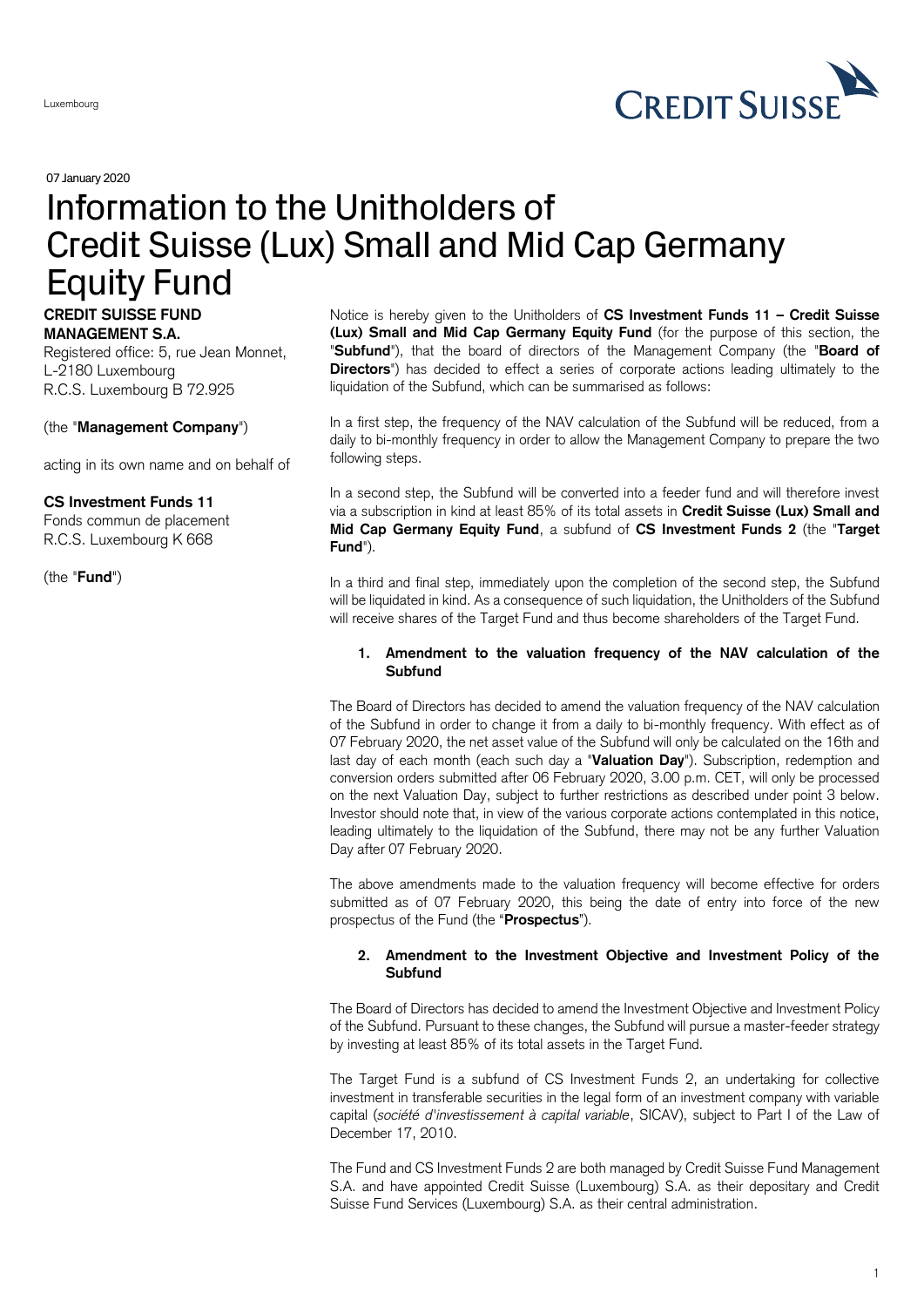Luxembourg

07 January 2020

# Information to the Unitholders of Credit Suisse (Lux) Small and Mid Cap Germany Equity Fund

**CREDIT SUISSE FUND MANAGEMENT S.A.**
Registered office: 5, rue Jean Monnet, L-2180 Luxembourg
R.C.S. Luxembourg B 72.925

(the "**Management Company**")

acting in its own name and on behalf of

**CS Investment Funds 11**
Fonds commun de placement
R.C.S. Luxembourg K 668

(the "**Fund**")

Notice is hereby given to the Unitholders of **CS Investment Funds 11 – Credit Suisse (Lux) Small and Mid Cap Germany Equity Fund** (for the purpose of this section, the "**Subfund**"), that the board of directors of the Management Company (the "**Board of Directors**") has decided to effect a series of corporate actions leading ultimately to the liquidation of the Subfund, which can be summarised as follows:

In a first step, the frequency of the NAV calculation of the Subfund will be reduced, from a daily to bi-monthly frequency in order to allow the Management Company to prepare the two following steps.

In a second step, the Subfund will be converted into a feeder fund and will therefore invest via a subscription in kind at least 85% of its total assets in **Credit Suisse (Lux) Small and Mid Cap Germany Equity Fund**, a subfund of **CS Investment Funds 2** (the "**Target Fund**").

In a third and final step, immediately upon the completion of the second step, the Subfund will be liquidated in kind. As a consequence of such liquidation, the Unitholders of the Subfund will receive shares of the Target Fund and thus become shareholders of the Target Fund.

## 1. Amendment to the valuation frequency of the NAV calculation of the Subfund

The Board of Directors has decided to amend the valuation frequency of the NAV calculation of the Subfund in order to change it from a daily to bi-monthly frequency. With effect as of 07 February 2020, the net asset value of the Subfund will only be calculated on the 16th and last day of each month (each such day a "**Valuation Day**"). Subscription, redemption and conversion orders submitted after 06 February 2020, 3.00 p.m. CET, will only be processed on the next Valuation Day, subject to further restrictions as described under point 3 below. Investor should note that, in view of the various corporate actions contemplated in this notice, leading ultimately to the liquidation of the Subfund, there may not be any further Valuation Day after 07 February 2020.

The above amendments made to the valuation frequency will become effective for orders submitted as of 07 February 2020, this being the date of entry into force of the new prospectus of the Fund (the "**Prospectus**").

## 2. Amendment to the Investment Objective and Investment Policy of the Subfund

The Board of Directors has decided to amend the Investment Objective and Investment Policy of the Subfund. Pursuant to these changes, the Subfund will pursue a master-feeder strategy by investing at least 85% of its total assets in the Target Fund.

The Target Fund is a subfund of CS Investment Funds 2, an undertaking for collective investment in transferable securities in the legal form of an investment company with variable capital (*société d'investissement à capital variable*, SICAV), subject to Part I of the Law of December 17, 2010.

The Fund and CS Investment Funds 2 are both managed by Credit Suisse Fund Management S.A. and have appointed Credit Suisse (Luxembourg) S.A. as their depositary and Credit Suisse Fund Services (Luxembourg) S.A. as their central administration.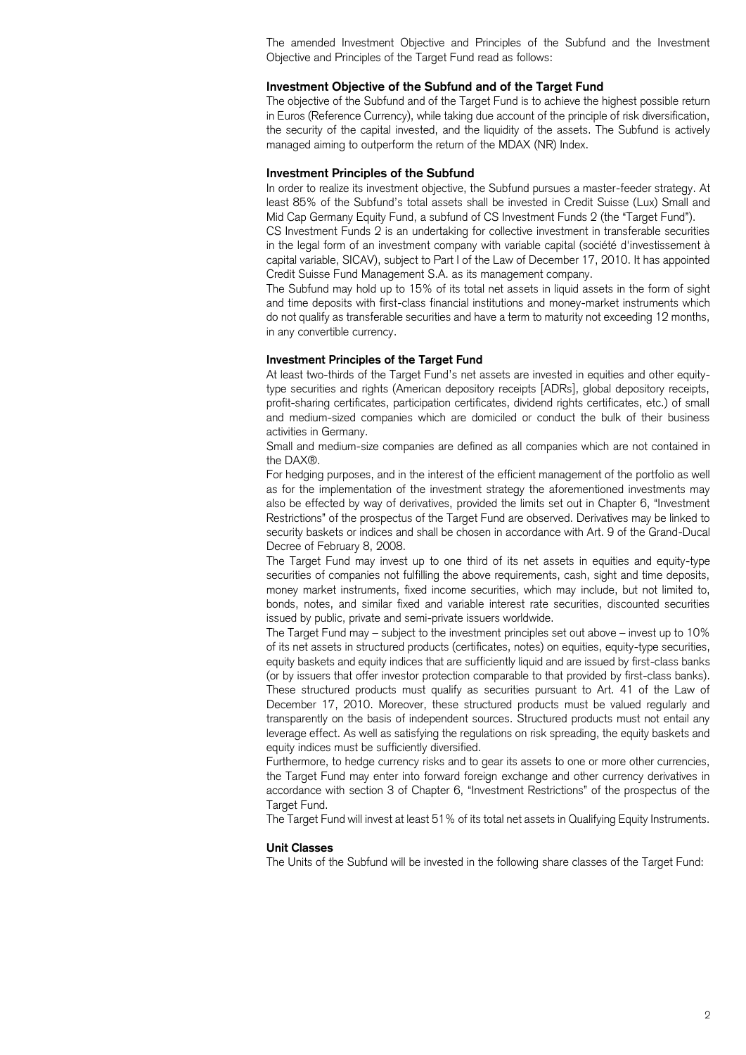The amended Investment Objective and Principles of the Subfund and the Investment Objective and Principles of the Target Fund read as follows:

**Investment Objective of the Subfund and of the Target Fund**

The objective of the Subfund and of the Target Fund is to achieve the highest possible return in Euros (Reference Currency), while taking due account of the principle of risk diversification, the security of the capital invested, and the liquidity of the assets. The Subfund is actively managed aiming to outperform the return of the MDAX (NR) Index.

**Investment Principles of the Subfund**

In order to realize its investment objective, the Subfund pursues a master-feeder strategy. At least 85% of the Subfund's total assets shall be invested in Credit Suisse (Lux) Small and Mid Cap Germany Equity Fund, a subfund of CS Investment Funds 2 (the "Target Fund").

CS Investment Funds 2 is an undertaking for collective investment in transferable securities in the legal form of an investment company with variable capital (société d'investissement à capital variable, SICAV), subject to Part I of the Law of December 17, 2010. It has appointed Credit Suisse Fund Management S.A. as its management company.

The Subfund may hold up to 15% of its total net assets in liquid assets in the form of sight and time deposits with first-class financial institutions and money-market instruments which do not qualify as transferable securities and have a term to maturity not exceeding 12 months, in any convertible currency.

**Investment Principles of the Target Fund**

At least two-thirds of the Target Fund's net assets are invested in equities and other equity-type securities and rights (American depository receipts [ADRs], global depository receipts, profit-sharing certificates, participation certificates, dividend rights certificates, etc.) of small and medium-sized companies which are domiciled or conduct the bulk of their business activities in Germany.

Small and medium-size companies are defined as all companies which are not contained in the DAX®.

For hedging purposes, and in the interest of the efficient management of the portfolio as well as for the implementation of the investment strategy the aforementioned investments may also be effected by way of derivatives, provided the limits set out in Chapter 6, "Investment Restrictions" of the prospectus of the Target Fund are observed. Derivatives may be linked to security baskets or indices and shall be chosen in accordance with Art. 9 of the Grand-Ducal Decree of February 8, 2008.

The Target Fund may invest up to one third of its net assets in equities and equity-type securities of companies not fulfilling the above requirements, cash, sight and time deposits, money market instruments, fixed income securities, which may include, but not limited to, bonds, notes, and similar fixed and variable interest rate securities, discounted securities issued by public, private and semi-private issuers worldwide.

The Target Fund may – subject to the investment principles set out above – invest up to 10% of its net assets in structured products (certificates, notes) on equities, equity-type securities, equity baskets and equity indices that are sufficiently liquid and are issued by first-class banks (or by issuers that offer investor protection comparable to that provided by first-class banks). These structured products must qualify as securities pursuant to Art. 41 of the Law of December 17, 2010. Moreover, these structured products must be valued regularly and transparently on the basis of independent sources. Structured products must not entail any leverage effect. As well as satisfying the regulations on risk spreading, the equity baskets and equity indices must be sufficiently diversified.

Furthermore, to hedge currency risks and to gear its assets to one or more other currencies, the Target Fund may enter into forward foreign exchange and other currency derivatives in accordance with section 3 of Chapter 6, "Investment Restrictions" of the prospectus of the Target Fund.

The Target Fund will invest at least 51% of its total net assets in Qualifying Equity Instruments.

**Unit Classes**

The Units of the Subfund will be invested in the following share classes of the Target Fund: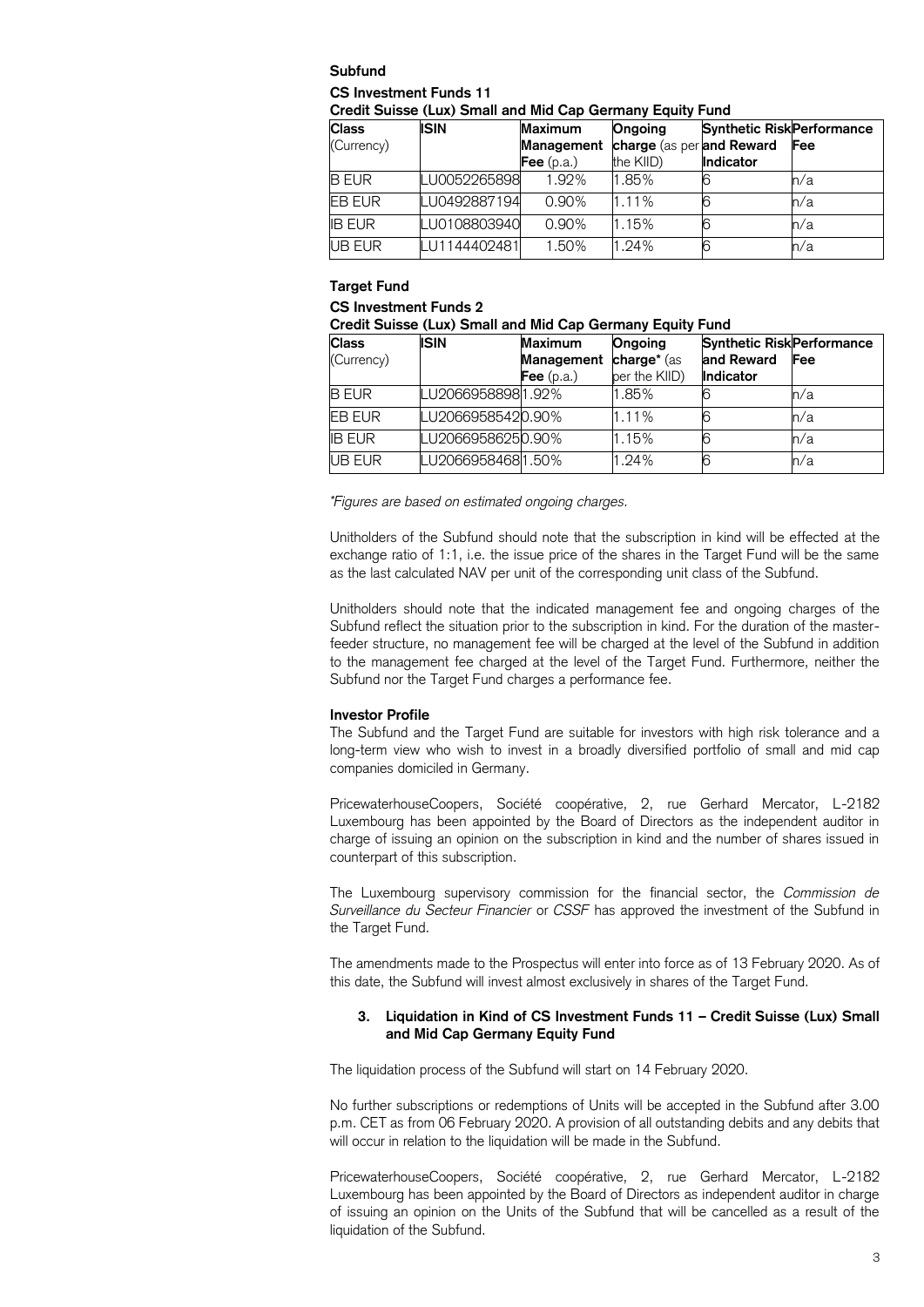**Subfund**

**CS Investment Funds 11**

**Credit Suisse (Lux) Small and Mid Cap Germany Equity Fund**

| **Class** (Currency) | **ISIN** | **Maximum Management Fee** (p.a.) | **Ongoing charge** (as per the KIID) | **Synthetic Risk and Reward Indicator** | **Performance Fee** |
|---|---|---|---|---|---|
| B EUR | LU0052265898 | 1.92% | 1.85% | 6 | n/a |
| EB EUR | LU0492887194 | 0.90% | 1.11% | 6 | n/a |
| IB EUR | LU0108803940 | 0.90% | 1.15% | 6 | n/a |
| UB EUR | LU1144402481 | 1.50% | 1.24% | 6 | n/a |

**Target Fund**

**CS Investment Funds 2**

**Credit Suisse (Lux) Small and Mid Cap Germany Equity Fund**

| **Class** (Currency) | **ISIN** | **Maximum Management Fee** (p.a.) | **Ongoing charge*** (as per the KIID) | **Synthetic Risk and Reward Indicator** | **Performance Fee** |
|---|---|---|---|---|---|
| B EUR | LU2066958898 | 1.92% | 1.85% | 6 | n/a |
| EB EUR | LU2066958542 | 0.90% | 1.11% | 6 | n/a |
| IB EUR | LU2066958625 | 0.90% | 1.15% | 6 | n/a |
| UB EUR | LU2066958468 | 1.50% | 1.24% | 6 | n/a |

*\*Figures are based on estimated ongoing charges.*

Unitholders of the Subfund should note that the subscription in kind will be effected at the exchange ratio of 1:1, i.e. the issue price of the shares in the Target Fund will be the same as the last calculated NAV per unit of the corresponding unit class of the Subfund.

Unitholders should note that the indicated management fee and ongoing charges of the Subfund reflect the situation prior to the subscription in kind. For the duration of the master-feeder structure, no management fee will be charged at the level of the Subfund in addition to the management fee charged at the level of the Target Fund. Furthermore, neither the Subfund nor the Target Fund charges a performance fee.

**Investor Profile**

The Subfund and the Target Fund are suitable for investors with high risk tolerance and a long-term view who wish to invest in a broadly diversified portfolio of small and mid cap companies domiciled in Germany.

PricewaterhouseCoopers, Société coopérative, 2, rue Gerhard Mercator, L-2182 Luxembourg has been appointed by the Board of Directors as the independent auditor in charge of issuing an opinion on the subscription in kind and the number of shares issued in counterpart of this subscription.

The Luxembourg supervisory commission for the financial sector, the *Commission de Surveillance du Secteur Financier* or *CSSF* has approved the investment of the Subfund in the Target Fund.

The amendments made to the Prospectus will enter into force as of 13 February 2020. As of this date, the Subfund will invest almost exclusively in shares of the Target Fund.

### 3. Liquidation in Kind of CS Investment Funds 11 – Credit Suisse (Lux) Small and Mid Cap Germany Equity Fund

The liquidation process of the Subfund will start on 14 February 2020.

No further subscriptions or redemptions of Units will be accepted in the Subfund after 3.00 p.m. CET as from 06 February 2020. A provision of all outstanding debits and any debits that will occur in relation to the liquidation will be made in the Subfund.

PricewaterhouseCoopers, Société coopérative, 2, rue Gerhard Mercator, L-2182 Luxembourg has been appointed by the Board of Directors as independent auditor in charge of issuing an opinion on the Units of the Subfund that will be cancelled as a result of the liquidation of the Subfund.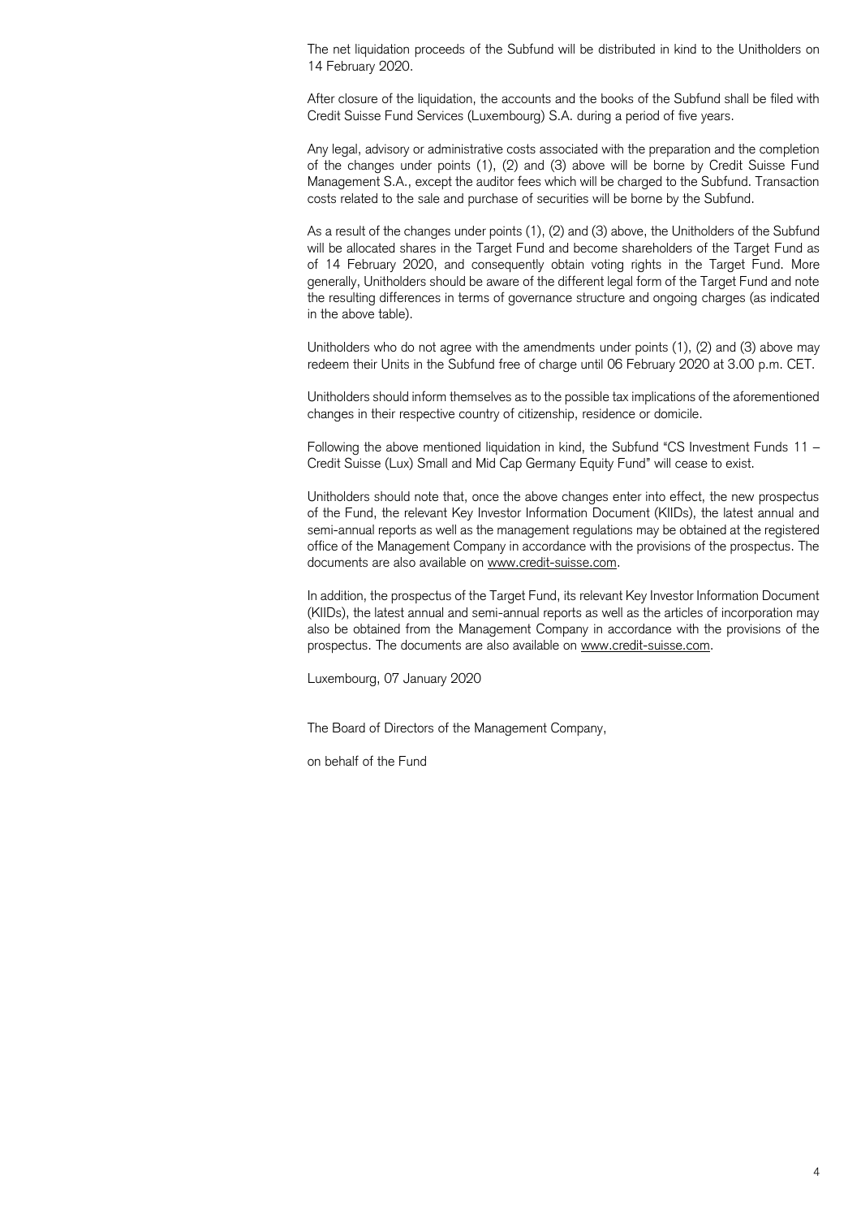The net liquidation proceeds of the Subfund will be distributed in kind to the Unitholders on 14 February 2020.

After closure of the liquidation, the accounts and the books of the Subfund shall be filed with Credit Suisse Fund Services (Luxembourg) S.A. during a period of five years.

Any legal, advisory or administrative costs associated with the preparation and the completion of the changes under points (1), (2) and (3) above will be borne by Credit Suisse Fund Management S.A., except the auditor fees which will be charged to the Subfund. Transaction costs related to the sale and purchase of securities will be borne by the Subfund.

As a result of the changes under points (1), (2) and (3) above, the Unitholders of the Subfund will be allocated shares in the Target Fund and become shareholders of the Target Fund as of 14 February 2020, and consequently obtain voting rights in the Target Fund. More generally, Unitholders should be aware of the different legal form of the Target Fund and note the resulting differences in terms of governance structure and ongoing charges (as indicated in the above table).

Unitholders who do not agree with the amendments under points (1), (2) and (3) above may redeem their Units in the Subfund free of charge until 06 February 2020 at 3.00 p.m. CET.

Unitholders should inform themselves as to the possible tax implications of the aforementioned changes in their respective country of citizenship, residence or domicile.

Following the above mentioned liquidation in kind, the Subfund "CS Investment Funds 11 – Credit Suisse (Lux) Small and Mid Cap Germany Equity Fund" will cease to exist.

Unitholders should note that, once the above changes enter into effect, the new prospectus of the Fund, the relevant Key Investor Information Document (KIIDs), the latest annual and semi-annual reports as well as the management regulations may be obtained at the registered office of the Management Company in accordance with the provisions of the prospectus. The documents are also available on www.credit-suisse.com.

In addition, the prospectus of the Target Fund, its relevant Key Investor Information Document (KIIDs), the latest annual and semi-annual reports as well as the articles of incorporation may also be obtained from the Management Company in accordance with the provisions of the prospectus. The documents are also available on www.credit-suisse.com.

Luxembourg, 07 January 2020

The Board of Directors of the Management Company,

on behalf of the Fund